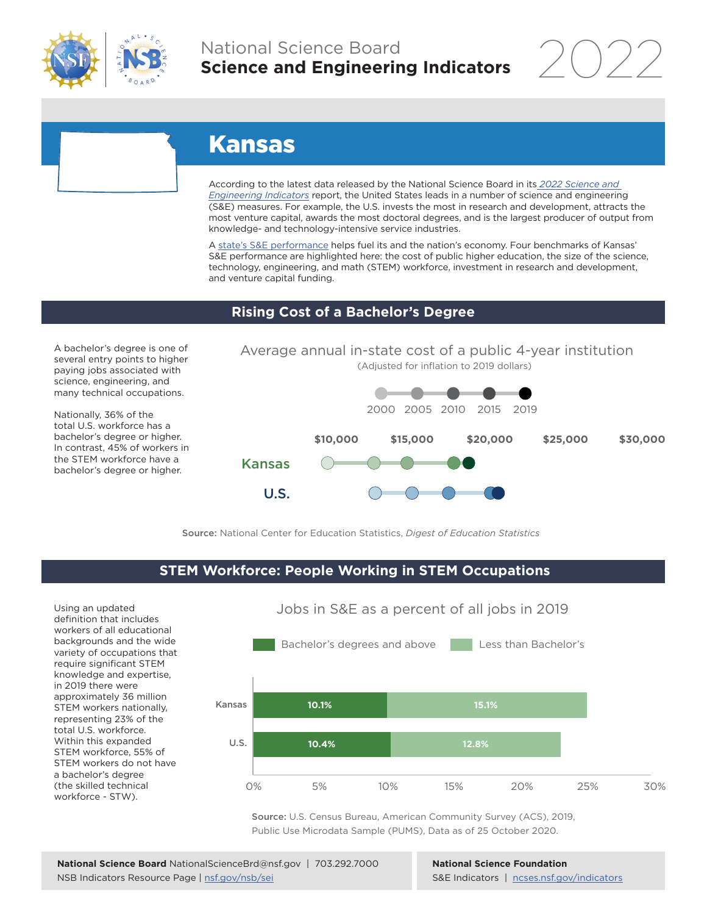National Science Board
**Science and Engineering Indicators** 2022

# Kansas

According to the latest data released by the National Science Board in its *2022 Science and Engineering Indicators* report, the United States leads in a number of science and engineering (S&E) measures. For example, the U.S. invests the most in research and development, attracts the most venture capital, awards the most doctoral degrees, and is the largest producer of output from knowledge- and technology-intensive service industries.

A state's S&E performance helps fuel its and the nation's economy. Four benchmarks of Kansas' S&E performance are highlighted here: the cost of public higher education, the size of the science, technology, engineering, and math (STEM) workforce, investment in research and development, and venture capital funding.

## Rising Cost of a Bachelor's Degree

A bachelor's degree is one of several entry points to higher paying jobs associated with science, engineering, and many technical occupations.

Nationally, 36% of the total U.S. workforce has a bachelor's degree or higher. In contrast, 45% of workers in the STEM workforce have a bachelor's degree or higher.

**Average annual in-state cost of a public 4-year institution**
(Adjusted for inflation to 2019 dollars)

Legend: 2000, 2005, 2010, 2015, 2019

Axis: $10,000 | $15,000 | $20,000 | $25,000 | $30,000

Rows: Kansas, U.S.

**Source:** National Center for Education Statistics, *Digest of Education Statistics*

## STEM Workforce: People Working in STEM Occupations

Using an updated definition that includes workers of all educational backgrounds and the wide variety of occupations that require significant STEM knowledge and expertise, in 2019 there were approximately 36 million STEM workers nationally, representing 23% of the total U.S. workforce. Within this expanded STEM workforce, 55% of STEM workers do not have a bachelor's degree (the skilled technical workforce - STW).

**Jobs in S&E as a percent of all jobs in 2019**

| | Bachelor's degrees and above | Less than Bachelor's |
|---|---|---|
| Kansas | 10.1% | 15.1% |
| U.S. | 10.4% | 12.8% |

**Source:** U.S. Census Bureau, American Community Survey (ACS), 2019, Public Use Microdata Sample (PUMS), Data as of 25 October 2020.

**National Science Board** NationalScienceBrd@nsf.gov | 703.292.7000
NSB Indicators Resource Page | nsf.gov/nsb/sei

**National Science Foundation**
S&E Indicators | ncses.nsf.gov/indicators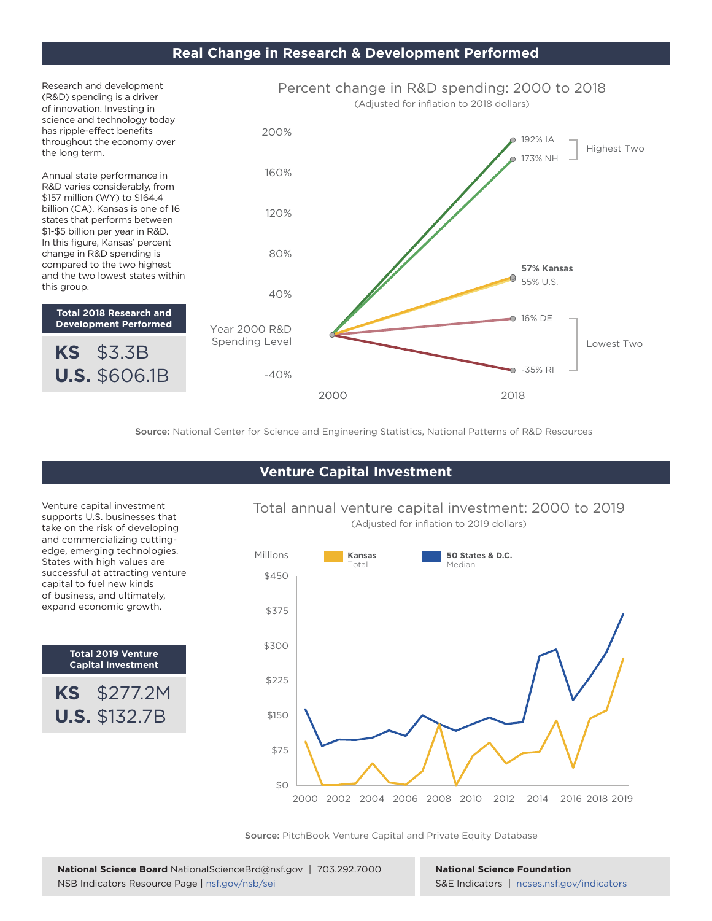## Real Change in Research & Development Performed

Research and development (R&D) spending is a driver of innovation. Investing in science and technology today has ripple-effect benefits throughout the economy over the long term.

Annual state performance in R&D varies considerably, from $157 million (WY) to $164.4 billion (CA). Kansas is one of 16 states that performs between $1-$5 billion per year in R&D. In this figure, Kansas' percent change in R&D spending is compared to the two highest and the two lowest states within this group.

**Total 2018 Research and Development Performed**

**KS** $3.3B
**U.S.** $606.1B

Percent change in R&D spending: 2000 to 2018
(Adjusted for inflation to 2018 dollars)

200%
160%
120%
80%
40%
Year 2000 R&D Spending Level
-40%
2000
2018
192% IA
173% NH
Highest Two
**57% Kansas**
55% U.S.
16% DE
-35% RI
Lowest Two

**Source:** National Center for Science and Engineering Statistics, National Patterns of R&D Resources

## Venture Capital Investment

Venture capital investment supports U.S. businesses that take on the risk of developing and commercializing cutting-edge, emerging technologies. States with high values are successful at attracting venture capital to fuel new kinds of business, and ultimately, expand economic growth.

**Total 2019 Venture Capital Investment**

**KS** $277.2M
**U.S.** $132.7B

Total annual venture capital investment: 2000 to 2019
(Adjusted for inflation to 2019 dollars)

Millions
**Kansas** Total
**50 States & D.C.** Median
$450
$375
$300
$225
$150
$75
$0
2000 2002 2004 2006 2008 2010 2012 2014 2016 2018 2019

**Source:** PitchBook Venture Capital and Private Equity Database

**National Science Board** NationalScienceBrd@nsf.gov | 703.292.7000
NSB Indicators Resource Page | nsf.gov/nsb/sei

**National Science Foundation**
S&E Indicators | ncses.nsf.gov/indicators